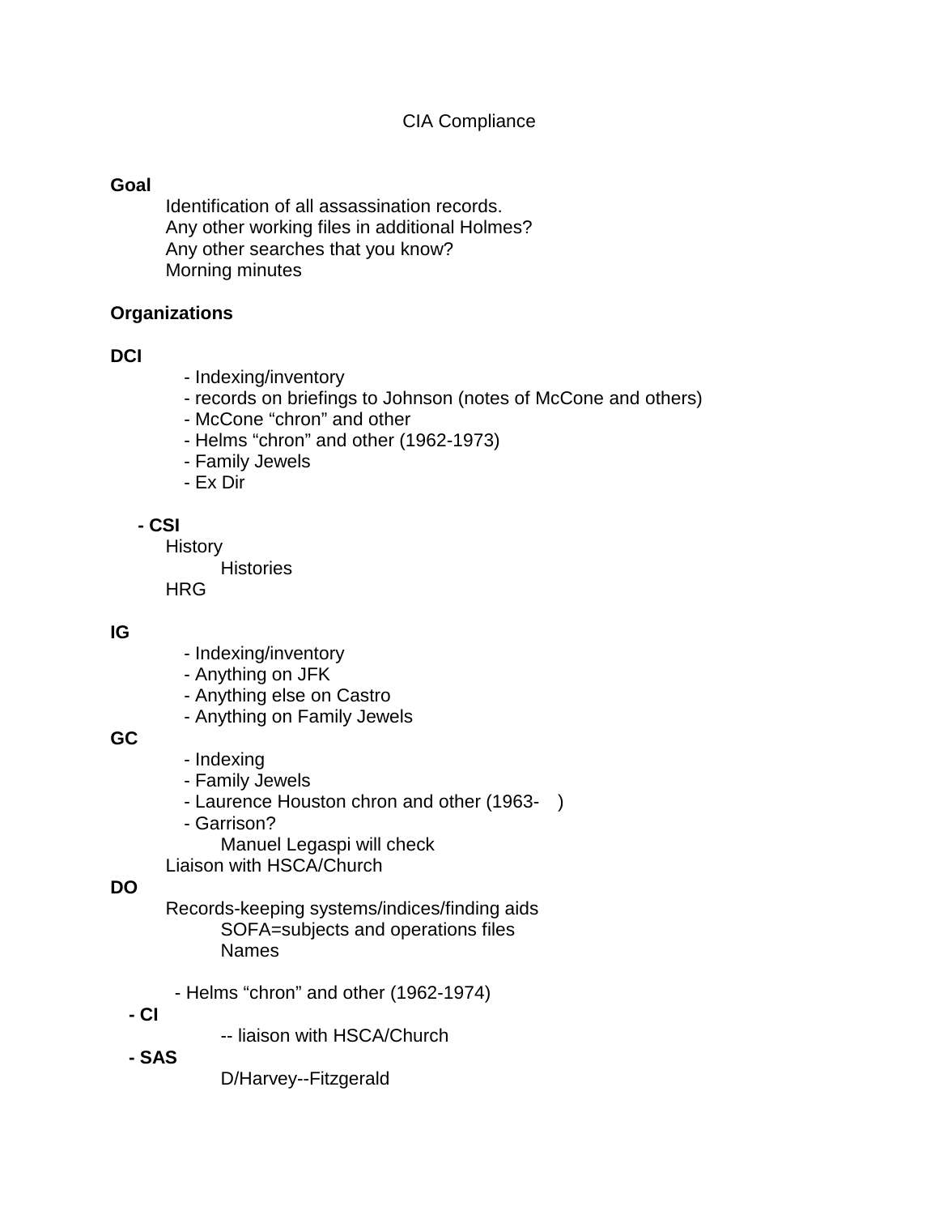CIA Compliance

**Goal**

Identification of all assassination records.
Any other working files in additional Holmes?
Any other searches that you know?
Morning minutes

**Organizations**

**DCI**

- Indexing/inventory
- records on briefings to Johnson (notes of McCone and others)
- McCone "chron" and other
- Helms "chron" and other (1962-1973)
- Family Jewels
- Ex Dir

**- CSI**

History
    Histories
HRG

**IG**

- Indexing/inventory
- Anything on JFK
- Anything else on Castro
- Anything on Family Jewels

**GC**

- Indexing
- Family Jewels
- Laurence Houston chron and other (1963-    )
- Garrison?
    Manuel Legaspi will check

Liaison with HSCA/Church

**DO**

Records-keeping systems/indices/finding aids
    SOFA=subjects and operations files
    Names

- Helms "chron" and other (1962-1974)

**- CI**

-- liaison with HSCA/Church

**- SAS**

D/Harvey--Fitzgerald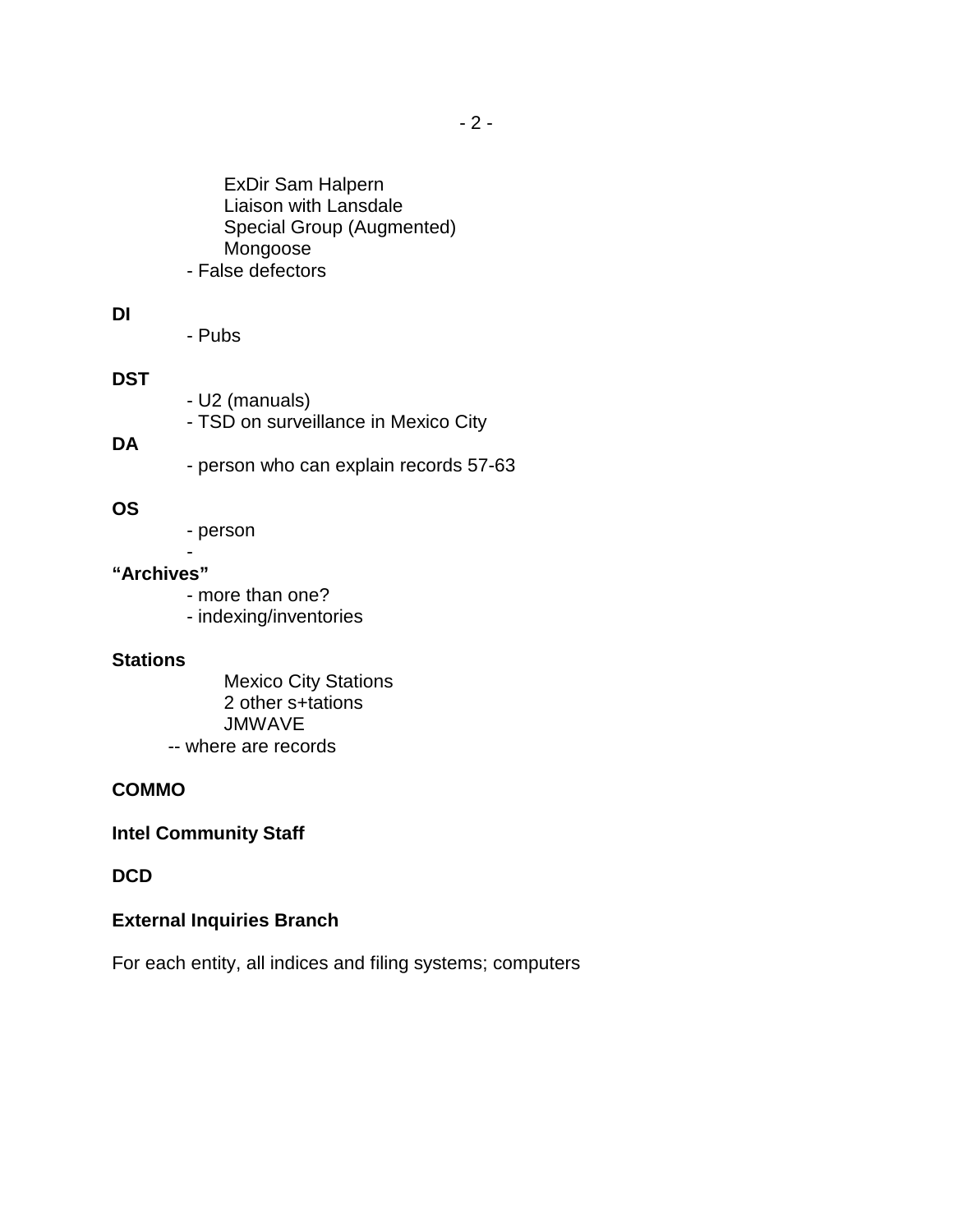ExDir Sam Halpern
Liaison with Lansdale
Special Group (Augmented)
Mongoose

- False defectors

**DI**

- Pubs

**DST**

- U2 (manuals)
- TSD on surveillance in Mexico City

**DA**

- person who can explain records 57-63

**OS**

- person
-

**“Archives”**

- more than one?
- indexing/inventories

**Stations**

Mexico City Stations
2 other s+tations
JMWAVE

-- where are records

**COMMO**

**Intel Community Staff**

**DCD**

**External Inquiries Branch**

For each entity, all indices and filing systems; computers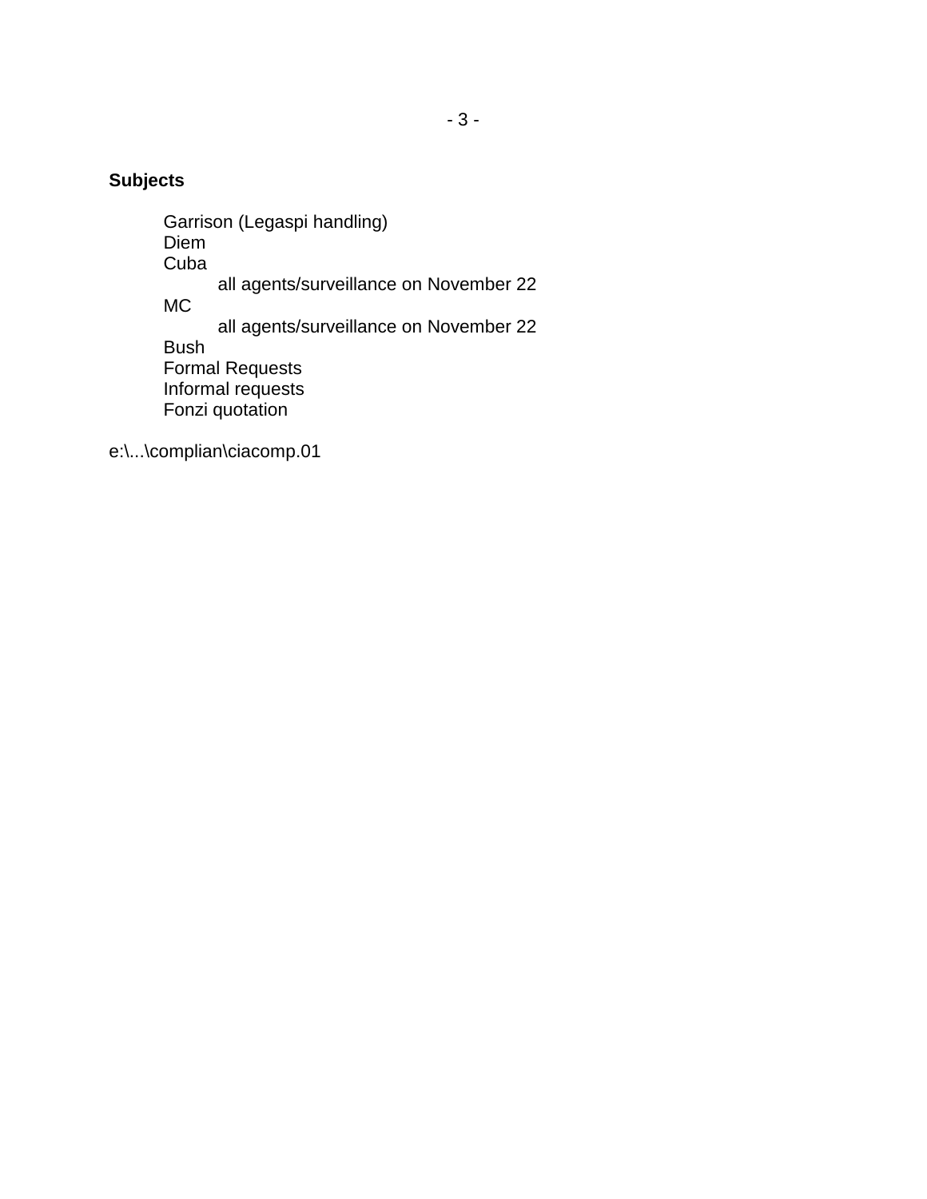**Subjects**

- Garrison (Legaspi handling)
- Diem
- Cuba
    - all agents/surveillance on November 22
- MC
    - all agents/surveillance on November 22
- Bush
- Formal Requests
- Informal requests
- Fonzi quotation

e:\...\complian\ciacomp.01